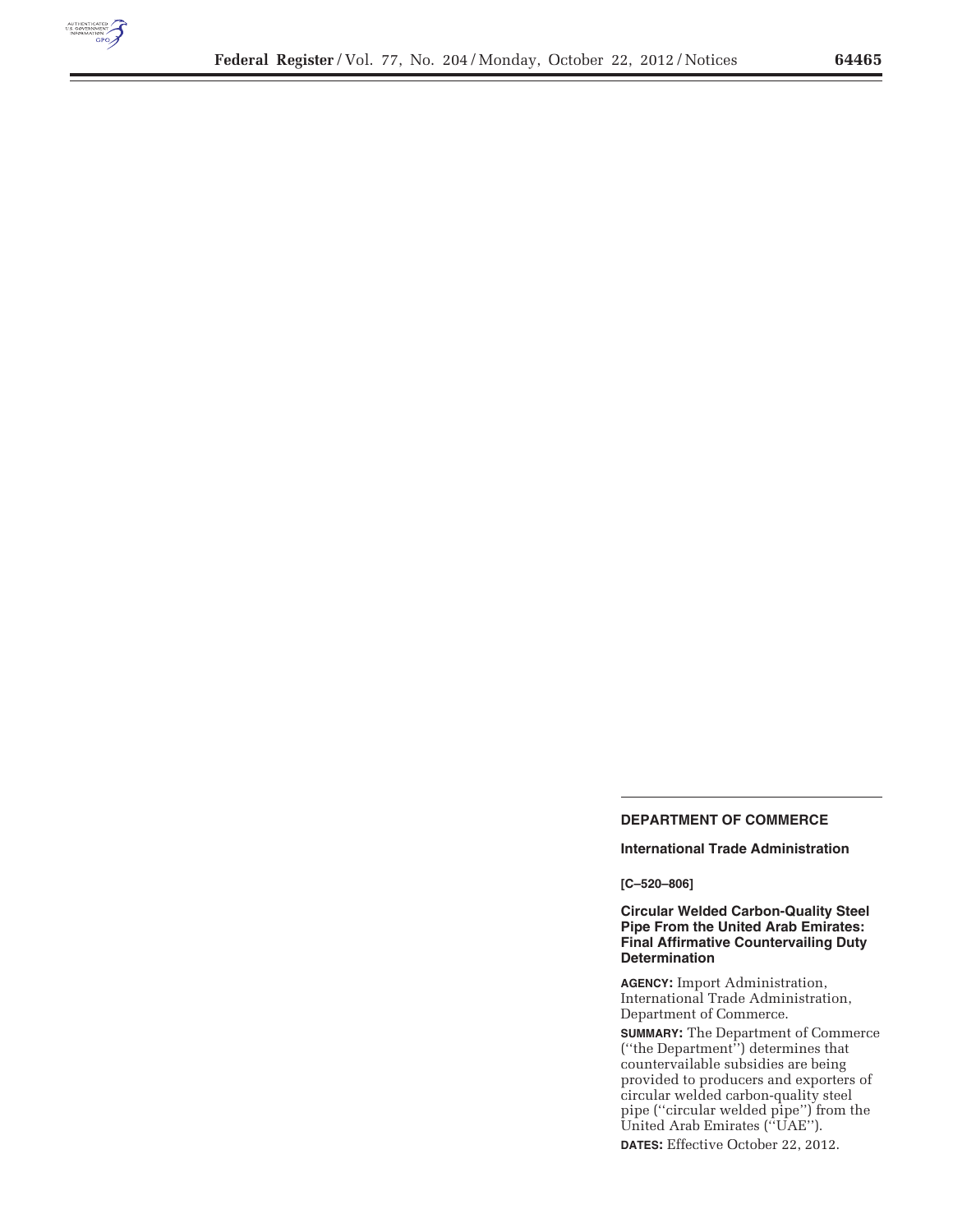## DEPARTMENT OF COMMERCE

### International Trade Administration

**[C–520–806]**

### Circular Welded Carbon-Quality Steel Pipe From the United Arab Emirates: Final Affirmative Countervailing Duty Determination

**AGENCY:** Import Administration, International Trade Administration, Department of Commerce.

**SUMMARY:** The Department of Commerce (''the Department'') determines that countervailable subsidies are being provided to producers and exporters of circular welded carbon-quality steel pipe (''circular welded pipe'') from the United Arab Emirates (''UAE'').

**DATES:** Effective October 22, 2012.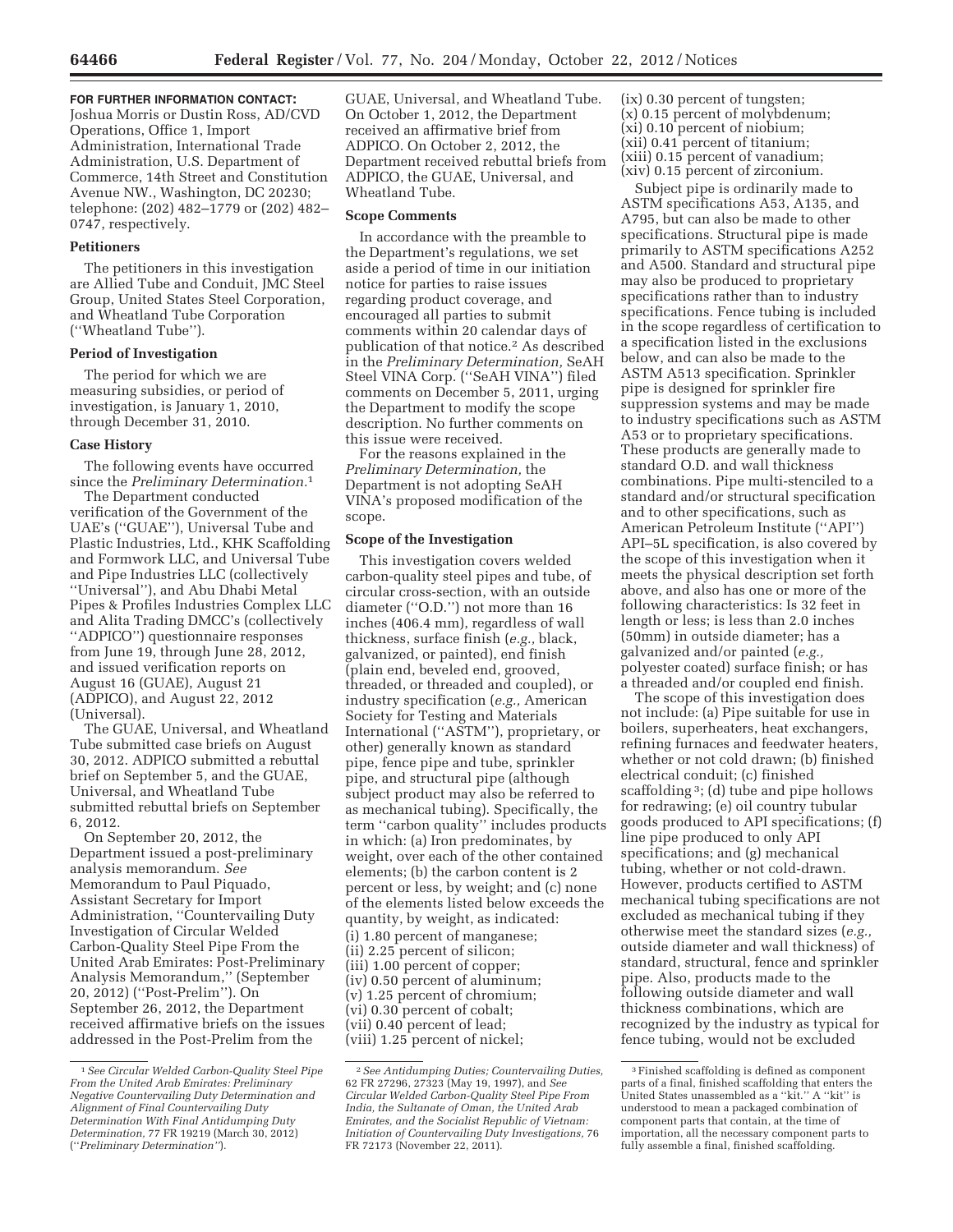**FOR FURTHER INFORMATION CONTACT:** Joshua Morris or Dustin Ross, AD/CVD Operations, Office 1, Import Administration, International Trade Administration, U.S. Department of Commerce, 14th Street and Constitution Avenue NW., Washington, DC 20230; telephone: (202) 482–1779 or (202) 482–0747, respectively.

**Petitioners**

The petitioners in this investigation are Allied Tube and Conduit, JMC Steel Group, United States Steel Corporation, and Wheatland Tube Corporation (''Wheatland Tube'').

**Period of Investigation**

The period for which we are measuring subsidies, or period of investigation, is January 1, 2010, through December 31, 2010.

**Case History**

The following events have occurred since the *Preliminary Determination.*[1]

The Department conducted verification of the Government of the UAE's (''GUAE''), Universal Tube and Plastic Industries, Ltd., KHK Scaffolding and Formwork LLC, and Universal Tube and Pipe Industries LLC (collectively ''Universal''), and Abu Dhabi Metal Pipes & Profiles Industries Complex LLC and Alita Trading DMCC's (collectively ''ADPICO'') questionnaire responses from June 19, through June 28, 2012, and issued verification reports on August 16 (GUAE), August 21 (ADPICO), and August 22, 2012 (Universal).

The GUAE, Universal, and Wheatland Tube submitted case briefs on August 30, 2012. ADPICO submitted a rebuttal brief on September 5, and the GUAE, Universal, and Wheatland Tube submitted rebuttal briefs on September 6, 2012.

On September 20, 2012, the Department issued a post-preliminary analysis memorandum. *See* Memorandum to Paul Piquado, Assistant Secretary for Import Administration, ''Countervailing Duty Investigation of Circular Welded Carbon-Quality Steel Pipe From the United Arab Emirates: Post-Preliminary Analysis Memorandum,'' (September 20, 2012) (''Post-Prelim''). On September 26, 2012, the Department received affirmative briefs on the issues addressed in the Post-Prelim from the GUAE, Universal, and Wheatland Tube. On October 1, 2012, the Department received an affirmative brief from ADPICO. On October 2, 2012, the Department received rebuttal briefs from ADPICO, the GUAE, Universal, and Wheatland Tube.

**Scope Comments**

In accordance with the preamble to the Department's regulations, we set aside a period of time in our initiation notice for parties to raise issues regarding product coverage, and encouraged all parties to submit comments within 20 calendar days of publication of that notice.[2] As described in the *Preliminary Determination,* SeAH Steel VINA Corp. (''SeAH VINA'') filed comments on December 5, 2011, urging the Department to modify the scope description. No further comments on this issue were received.

For the reasons explained in the *Preliminary Determination,* the Department is not adopting SeAH VINA's proposed modification of the scope.

**Scope of the Investigation**

This investigation covers welded carbon-quality steel pipes and tube, of circular cross-section, with an outside diameter (''O.D.'') not more than 16 inches (406.4 mm), regardless of wall thickness, surface finish (*e.g.,* black, galvanized, or painted), end finish (plain end, beveled end, grooved, threaded, or threaded and coupled), or industry specification (*e.g.,* American Society for Testing and Materials International (''ASTM''), proprietary, or other) generally known as standard pipe, fence pipe and tube, sprinkler pipe, and structural pipe (although subject product may also be referred to as mechanical tubing). Specifically, the term ''carbon quality'' includes products in which: (a) Iron predominates, by weight, over each of the other contained elements; (b) the carbon content is 2 percent or less, by weight; and (c) none of the elements listed below exceeds the quantity, by weight, as indicated:

(i) 1.80 percent of manganese;
(ii) 2.25 percent of silicon;
(iii) 1.00 percent of copper;
(iv) 0.50 percent of aluminum;
(v) 1.25 percent of chromium;
(vi) 0.30 percent of cobalt;
(vii) 0.40 percent of lead;
(viii) 1.25 percent of nickel;
(ix) 0.30 percent of tungsten;
(x) 0.15 percent of molybdenum;
(xi) 0.10 percent of niobium;
(xii) 0.41 percent of titanium;
(xiii) 0.15 percent of vanadium;
(xiv) 0.15 percent of zirconium.

Subject pipe is ordinarily made to ASTM specifications A53, A135, and A795, but can also be made to other specifications. Structural pipe is made primarily to ASTM specifications A252 and A500. Standard and structural pipe may also be produced to proprietary specifications rather than to industry specifications. Fence tubing is included in the scope regardless of certification to a specification listed in the exclusions below, and can also be made to the ASTM A513 specification. Sprinkler pipe is designed for sprinkler fire suppression systems and may be made to industry specifications such as ASTM A53 or to proprietary specifications. These products are generally made to standard O.D. and wall thickness combinations. Pipe multi-stenciled to a standard and/or structural specification and to other specifications, such as American Petroleum Institute (''API'') API–5L specification, is also covered by the scope of this investigation when it meets the physical description set forth above, and also has one or more of the following characteristics: Is 32 feet in length or less; is less than 2.0 inches (50mm) in outside diameter; has a galvanized and/or painted (*e.g.,* polyester coated) surface finish; or has a threaded and/or coupled end finish.

The scope of this investigation does not include: (a) Pipe suitable for use in boilers, superheaters, heat exchangers, refining furnaces and feedwater heaters, whether or not cold drawn; (b) finished electrical conduit; (c) finished scaffolding[3]; (d) tube and pipe hollows for redrawing; (e) oil country tubular goods produced to API specifications; (f) line pipe produced to only API specifications; and (g) mechanical tubing, whether or not cold-drawn. However, products certified to ASTM mechanical tubing specifications are not excluded as mechanical tubing if they otherwise meet the standard sizes (*e.g.,* outside diameter and wall thickness) of standard, structural, fence and sprinkler pipe. Also, products made to the following outside diameter and wall thickness combinations, which are recognized by the industry as typical for fence tubing, would not be excluded

---

[1] *See Circular Welded Carbon-Quality Steel Pipe From the United Arab Emirates: Preliminary Negative Countervailing Duty Determination and Alignment of Final Countervailing Duty Determination With Final Antidumping Duty Determination,* 77 FR 19219 (March 30, 2012) (''*Preliminary Determination''*).

[2] *See Antidumping Duties; Countervailing Duties,* 62 FR 27296, 27323 (May 19, 1997), and *See Circular Welded Carbon-Quality Steel Pipe From India, the Sultanate of Oman, the United Arab Emirates, and the Socialist Republic of Vietnam: Initiation of Countervailing Duty Investigations,* 76 FR 72173 (November 22, 2011).

[3] Finished scaffolding is defined as component parts of a final, finished scaffolding that enters the United States unassembled as a ''kit.'' A ''kit'' is understood to mean a packaged combination of component parts that contain, at the time of importation, all the necessary component parts to fully assemble a final, finished scaffolding.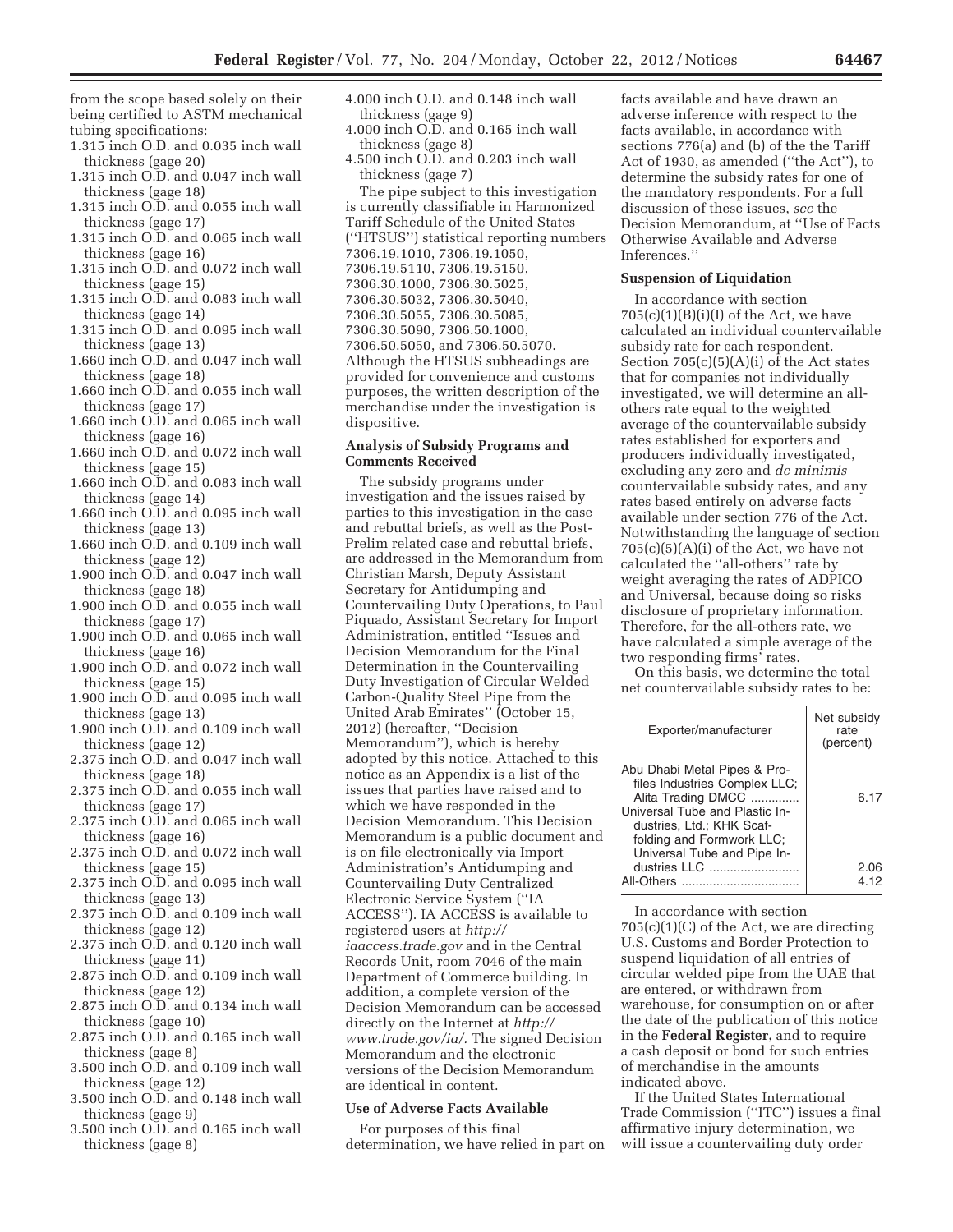from the scope based solely on their being certified to ASTM mechanical tubing specifications:

- 1.315 inch O.D. and 0.035 inch wall thickness (gage 20)
- 1.315 inch O.D. and 0.047 inch wall thickness (gage 18)
- 1.315 inch O.D. and 0.055 inch wall thickness (gage 17)
- 1.315 inch O.D. and 0.065 inch wall thickness (gage 16)
- 1.315 inch O.D. and 0.072 inch wall thickness (gage 15)
- 1.315 inch O.D. and 0.083 inch wall thickness (gage 14)
- 1.315 inch O.D. and 0.095 inch wall thickness (gage 13)
- 1.660 inch O.D. and 0.047 inch wall thickness (gage 18)
- 1.660 inch O.D. and 0.055 inch wall thickness (gage 17)
- 1.660 inch O.D. and 0.065 inch wall thickness (gage 16)
- 1.660 inch O.D. and 0.072 inch wall thickness (gage 15)
- 1.660 inch O.D. and 0.083 inch wall thickness (gage 14)
- 1.660 inch O.D. and 0.095 inch wall thickness (gage 13)
- 1.660 inch O.D. and 0.109 inch wall thickness (gage 12)
- 1.900 inch O.D. and 0.047 inch wall thickness (gage 18)
- 1.900 inch O.D. and 0.055 inch wall thickness (gage 17)
- 1.900 inch O.D. and 0.065 inch wall thickness (gage 16)
- 1.900 inch O.D. and 0.072 inch wall thickness (gage 15)
- 1.900 inch O.D. and 0.095 inch wall thickness (gage 13)
- 1.900 inch O.D. and 0.109 inch wall thickness (gage 12)
- 2.375 inch O.D. and 0.047 inch wall thickness (gage 18)
- 2.375 inch O.D. and 0.055 inch wall thickness (gage 17)
- 2.375 inch O.D. and 0.065 inch wall thickness (gage 16)
- 2.375 inch O.D. and 0.072 inch wall thickness (gage 15)
- 2.375 inch O.D. and 0.095 inch wall thickness (gage 13)
- 2.375 inch O.D. and 0.109 inch wall thickness (gage 12)
- 2.375 inch O.D. and 0.120 inch wall thickness (gage 11)
- 2.875 inch O.D. and 0.109 inch wall thickness (gage 12)
- 2.875 inch O.D. and 0.134 inch wall thickness (gage 10)
- 2.875 inch O.D. and 0.165 inch wall thickness (gage 8)
- 3.500 inch O.D. and 0.109 inch wall thickness (gage 12)
- 3.500 inch O.D. and 0.148 inch wall thickness (gage 9)
- 3.500 inch O.D. and 0.165 inch wall thickness (gage 8)
- 4.000 inch O.D. and 0.148 inch wall thickness (gage 9)
- 4.000 inch O.D. and 0.165 inch wall thickness (gage 8)
- 4.500 inch O.D. and 0.203 inch wall thickness (gage 7)

The pipe subject to this investigation is currently classifiable in Harmonized Tariff Schedule of the United States (''HTSUS'') statistical reporting numbers 7306.19.1010, 7306.19.1050, 7306.19.5110, 7306.19.5150, 7306.30.1000, 7306.30.5025, 7306.30.5032, 7306.30.5040, 7306.30.5055, 7306.30.5085, 7306.30.5090, 7306.50.1000, 7306.50.5050, and 7306.50.5070. Although the HTSUS subheadings are provided for convenience and customs purposes, the written description of the merchandise under the investigation is dispositive.

## Analysis of Subsidy Programs and Comments Received

The subsidy programs under investigation and the issues raised by parties to this investigation in the case and rebuttal briefs, as well as the Post-Prelim related case and rebuttal briefs, are addressed in the Memorandum from Christian Marsh, Deputy Assistant Secretary for Antidumping and Countervailing Duty Operations, to Paul Piquado, Assistant Secretary for Import Administration, entitled ''Issues and Decision Memorandum for the Final Determination in the Countervailing Duty Investigation of Circular Welded Carbon-Quality Steel Pipe from the United Arab Emirates'' (October 15, 2012) (hereafter, ''Decision Memorandum''), which is hereby adopted by this notice. Attached to this notice as an Appendix is a list of the issues that parties have raised and to which we have responded in the Decision Memorandum. This Decision Memorandum is a public document and is on file electronically via Import Administration's Antidumping and Countervailing Duty Centralized Electronic Service System (''IA ACCESS''). IA ACCESS is available to registered users at *http://iaaccess.trade.gov* and in the Central Records Unit, room 7046 of the main Department of Commerce building. In addition, a complete version of the Decision Memorandum can be accessed directly on the Internet at *http://www.trade.gov/ia/*. The signed Decision Memorandum and the electronic versions of the Decision Memorandum are identical in content.

## Use of Adverse Facts Available

For purposes of this final determination, we have relied in part on facts available and have drawn an adverse inference with respect to the facts available, in accordance with sections 776(a) and (b) of the the Tariff Act of 1930, as amended (''the Act''), to determine the subsidy rates for one of the mandatory respondents. For a full discussion of these issues, *see* the Decision Memorandum, at ''Use of Facts Otherwise Available and Adverse Inferences.''

## Suspension of Liquidation

In accordance with section 705(c)(1)(B)(i)(I) of the Act, we have calculated an individual countervailable subsidy rate for each respondent. Section 705(c)(5)(A)(i) of the Act states that for companies not individually investigated, we will determine an all-others rate equal to the weighted average of the countervailable subsidy rates established for exporters and producers individually investigated, excluding any zero and *de minimis* countervailable subsidy rates, and any rates based entirely on adverse facts available under section 776 of the Act. Notwithstanding the language of section 705(c)(5)(A)(i) of the Act, we have not calculated the ''all-others'' rate by weight averaging the rates of ADPICO and Universal, because doing so risks disclosure of proprietary information. Therefore, for the all-others rate, we have calculated a simple average of the two responding firms' rates.

On this basis, we determine the total net countervailable subsidy rates to be:

| Exporter/manufacturer | Net subsidy rate (percent) |
|---|---|
| Abu Dhabi Metal Pipes & Profiles Industries Complex LLC; Alita Trading DMCC | 6.17 |
| Universal Tube and Plastic Industries, Ltd.; KHK Scaffolding and Formwork LLC; Universal Tube and Pipe Industries LLC | 2.06 |
| All-Others | 4.12 |

In accordance with section 705(c)(1)(C) of the Act, we are directing U.S. Customs and Border Protection to suspend liquidation of all entries of circular welded pipe from the UAE that are entered, or withdrawn from warehouse, for consumption on or after the date of the publication of this notice in the **Federal Register,** and to require a cash deposit or bond for such entries of merchandise in the amounts indicated above.

If the United States International Trade Commission (''ITC'') issues a final affirmative injury determination, we will issue a countervailing duty order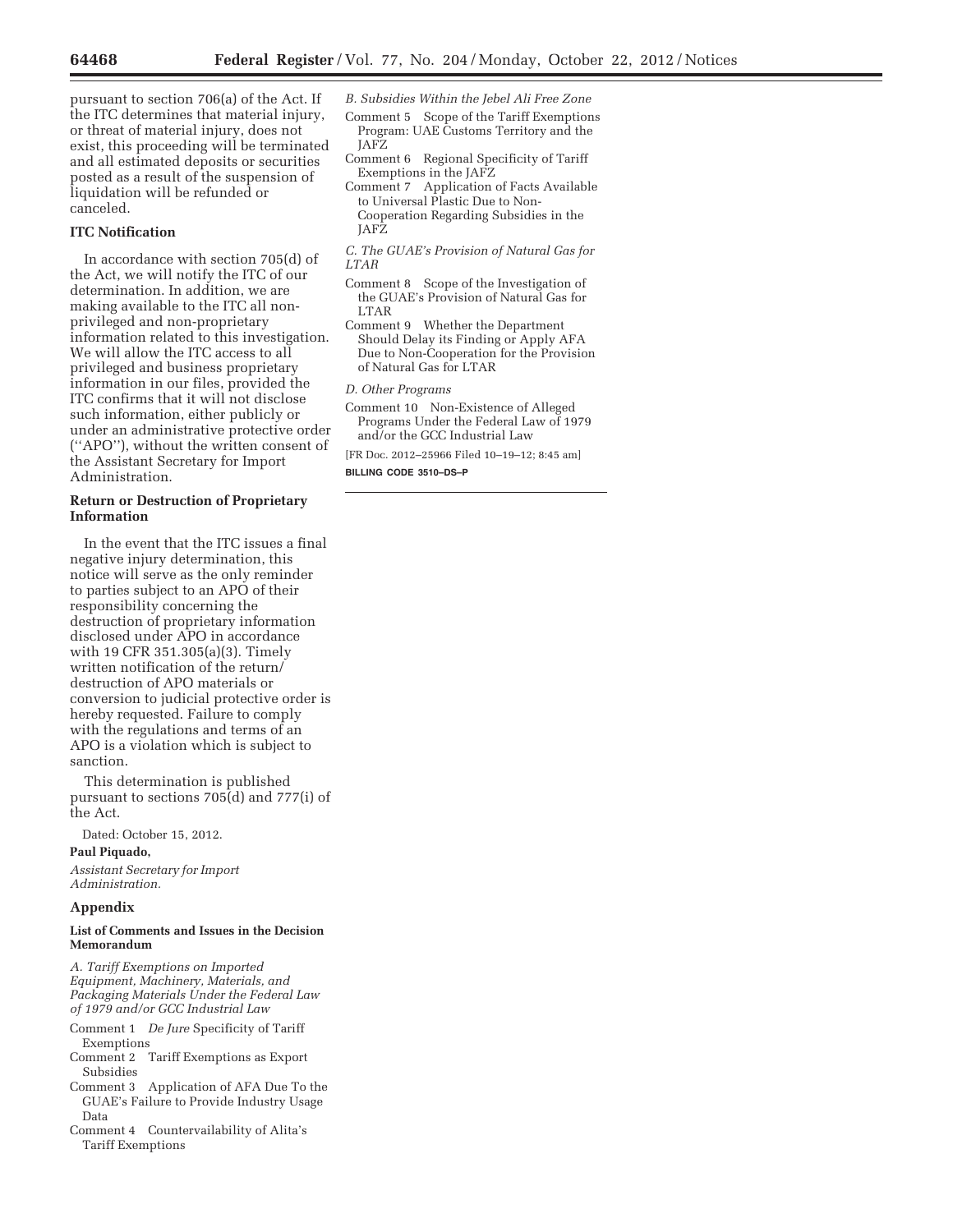pursuant to section 706(a) of the Act. If the ITC determines that material injury, or threat of material injury, does not exist, this proceeding will be terminated and all estimated deposits or securities posted as a result of the suspension of liquidation will be refunded or canceled.

## ITC Notification

In accordance with section 705(d) of the Act, we will notify the ITC of our determination. In addition, we are making available to the ITC all non-privileged and non-proprietary information related to this investigation. We will allow the ITC access to all privileged and business proprietary information in our files, provided the ITC confirms that it will not disclose such information, either publicly or under an administrative protective order (''APO''), without the written consent of the Assistant Secretary for Import Administration.

## Return or Destruction of Proprietary Information

In the event that the ITC issues a final negative injury determination, this notice will serve as the only reminder to parties subject to an APO of their responsibility concerning the destruction of proprietary information disclosed under APO in accordance with 19 CFR 351.305(a)(3). Timely written notification of the return/destruction of APO materials or conversion to judicial protective order is hereby requested. Failure to comply with the regulations and terms of an APO is a violation which is subject to sanction.

This determination is published pursuant to sections 705(d) and 777(i) of the Act.

Dated: October 15, 2012.

**Paul Piquado,**

*Assistant Secretary for Import Administration.*

## Appendix

### List of Comments and Issues in the Decision Memorandum

*A. Tariff Exemptions on Imported Equipment, Machinery, Materials, and Packaging Materials Under the Federal Law of 1979 and/or GCC Industrial Law*

Comment 1 *De Jure* Specificity of Tariff Exemptions
Comment 2 Tariff Exemptions as Export Subsidies
Comment 3 Application of AFA Due To the GUAE's Failure to Provide Industry Usage Data
Comment 4 Countervailability of Alita's Tariff Exemptions

*B. Subsidies Within the Jebel Ali Free Zone*

Comment 5 Scope of the Tariff Exemptions Program: UAE Customs Territory and the JAFZ
Comment 6 Regional Specificity of Tariff Exemptions in the JAFZ
Comment 7 Application of Facts Available to Universal Plastic Due to Non-Cooperation Regarding Subsidies in the JAFZ

*C. The GUAE's Provision of Natural Gas for LTAR*

Comment 8 Scope of the Investigation of the GUAE's Provision of Natural Gas for LTAR
Comment 9 Whether the Department Should Delay its Finding or Apply AFA Due to Non-Cooperation for the Provision of Natural Gas for LTAR

*D. Other Programs*

Comment 10 Non-Existence of Alleged Programs Under the Federal Law of 1979 and/or the GCC Industrial Law

[FR Doc. 2012–25966 Filed 10–19–12; 8:45 am]

**BILLING CODE 3510–DS–P**